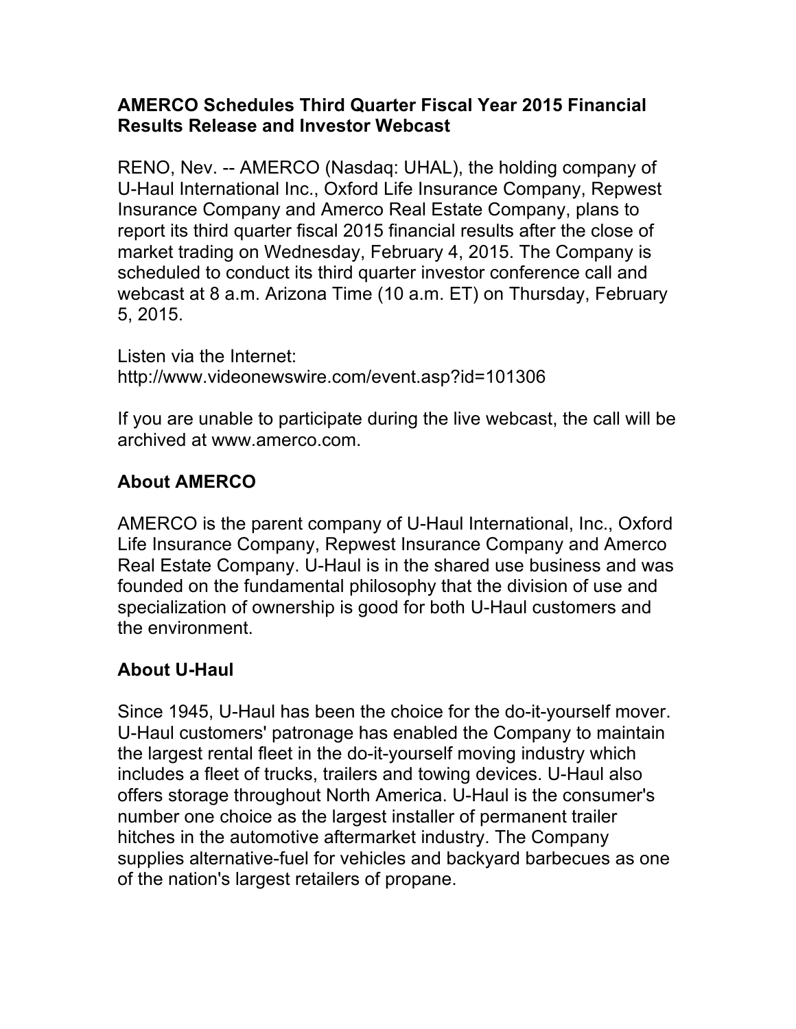# AMERCO Schedules Third Quarter Fiscal Year 2015 Financial Results Release and Investor Webcast

RENO, Nev. -- AMERCO (Nasdaq: UHAL), the holding company of U-Haul International Inc., Oxford Life Insurance Company, Repwest Insurance Company and Amerco Real Estate Company, plans to report its third quarter fiscal 2015 financial results after the close of market trading on Wednesday, February 4, 2015. The Company is scheduled to conduct its third quarter investor conference call and webcast at 8 a.m. Arizona Time (10 a.m. ET) on Thursday, February 5, 2015.

Listen via the Internet:
http://www.videonewswire.com/event.asp?id=101306

If you are unable to participate during the live webcast, the call will be archived at www.amerco.com.

## About AMERCO

AMERCO is the parent company of U-Haul International, Inc., Oxford Life Insurance Company, Repwest Insurance Company and Amerco Real Estate Company. U-Haul is in the shared use business and was founded on the fundamental philosophy that the division of use and specialization of ownership is good for both U-Haul customers and the environment.

## About U-Haul

Since 1945, U-Haul has been the choice for the do-it-yourself mover. U-Haul customers' patronage has enabled the Company to maintain the largest rental fleet in the do-it-yourself moving industry which includes a fleet of trucks, trailers and towing devices. U-Haul also offers storage throughout North America. U-Haul is the consumer's number one choice as the largest installer of permanent trailer hitches in the automotive aftermarket industry. The Company supplies alternative-fuel for vehicles and backyard barbecues as one of the nation's largest retailers of propane.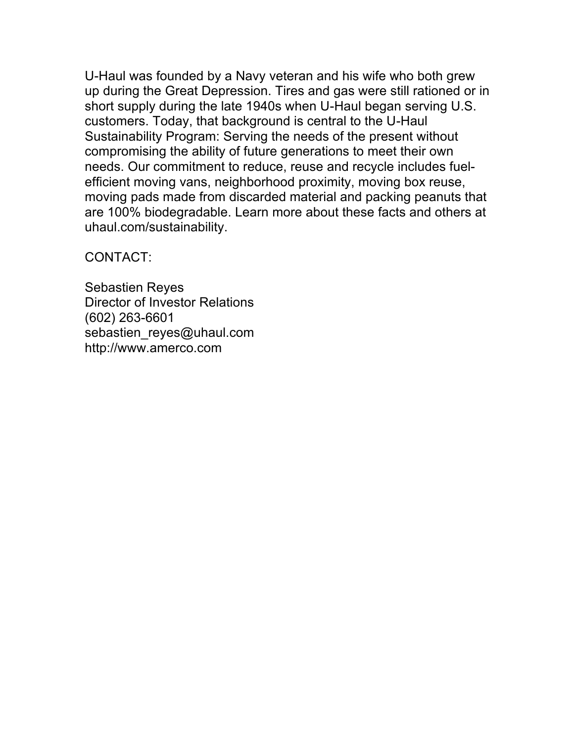U-Haul was founded by a Navy veteran and his wife who both grew up during the Great Depression. Tires and gas were still rationed or in short supply during the late 1940s when U-Haul began serving U.S. customers. Today, that background is central to the U-Haul Sustainability Program: Serving the needs of the present without compromising the ability of future generations to meet their own needs. Our commitment to reduce, reuse and recycle includes fuel-efficient moving vans, neighborhood proximity, moving box reuse, moving pads made from discarded material and packing peanuts that are 100% biodegradable. Learn more about these facts and others at uhaul.com/sustainability.

CONTACT:

Sebastien Reyes
Director of Investor Relations
(602) 263-6601
sebastien_reyes@uhaul.com
http://www.amerco.com